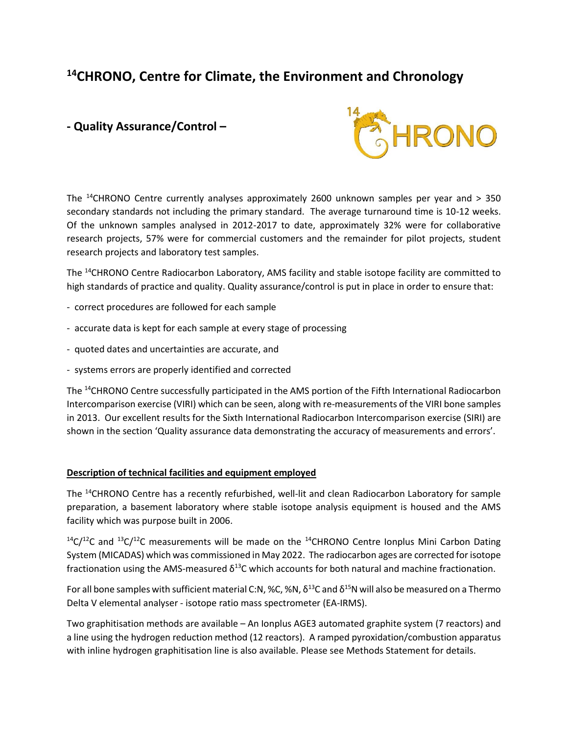# $^{14}$CHRONO, Centre for Climate, the Environment and Chronology

## - Quality Assurance/Control –

The $^{14}$CHRONO Centre currently analyses approximately 2600 unknown samples per year and > 350 secondary standards not including the primary standard. The average turnaround time is 10-12 weeks. Of the unknown samples analysed in 2012-2017 to date, approximately 32% were for collaborative research projects, 57% were for commercial customers and the remainder for pilot projects, student research projects and laboratory test samples.

The $^{14}$CHRONO Centre Radiocarbon Laboratory, AMS facility and stable isotope facility are committed to high standards of practice and quality. Quality assurance/control is put in place in order to ensure that:

- correct procedures are followed for each sample
- accurate data is kept for each sample at every stage of processing
- quoted dates and uncertainties are accurate, and
- systems errors are properly identified and corrected

The $^{14}$CHRONO Centre successfully participated in the AMS portion of the Fifth International Radiocarbon Intercomparison exercise (VIRI) which can be seen, along with re-measurements of the VIRI bone samples in 2013. Our excellent results for the Sixth International Radiocarbon Intercomparison exercise (SIRI) are shown in the section 'Quality assurance data demonstrating the accuracy of measurements and errors'.

### Description of technical facilities and equipment employed

The $^{14}$CHRONO Centre has a recently refurbished, well-lit and clean Radiocarbon Laboratory for sample preparation, a basement laboratory where stable isotope analysis equipment is housed and the AMS facility which was purpose built in 2006.

$^{14}C/^{12}C$ and $^{13}C/^{12}C$ measurements will be made on the $^{14}$CHRONO Centre Ionplus Mini Carbon Dating System (MICADAS) which was commissioned in May 2022. The radiocarbon ages are corrected for isotope fractionation using the AMS-measured $\delta^{13}C$ which accounts for both natural and machine fractionation.

For all bone samples with sufficient material C:N, %C, %N, $\delta^{13}C$ and $\delta^{15}N$ will also be measured on a Thermo Delta V elemental analyser - isotope ratio mass spectrometer (EA-IRMS).

Two graphitisation methods are available – An Ionplus AGE3 automated graphite system (7 reactors) and a line using the hydrogen reduction method (12 reactors). A ramped pyroxidation/combustion apparatus with inline hydrogen graphitisation line is also available. Please see Methods Statement for details.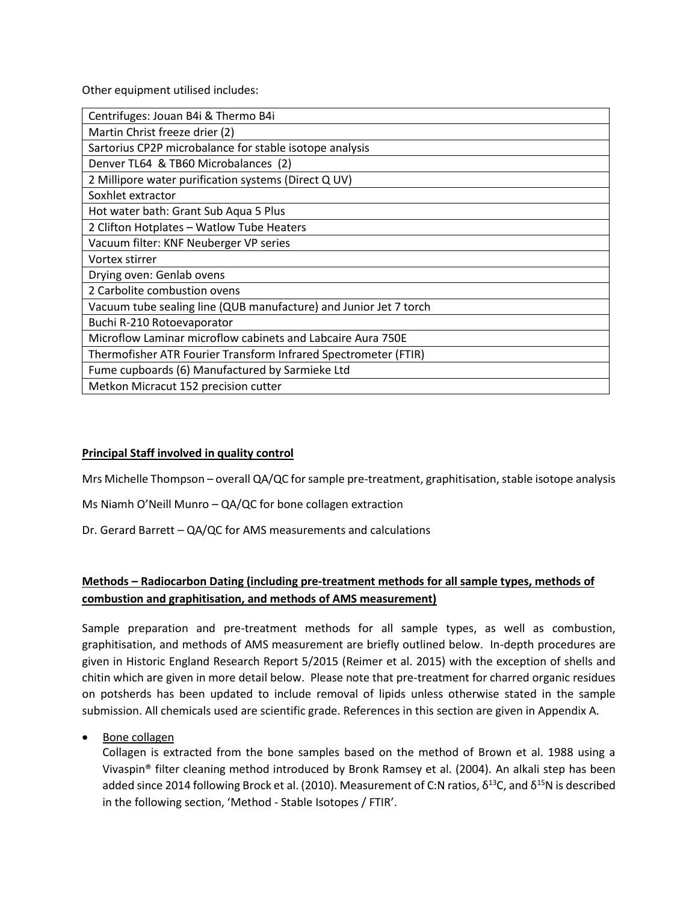Other equipment utilised includes:

| Centrifuges: Jouan B4i & Thermo B4i |
|---|
| Martin Christ freeze drier (2) |
| Sartorius CP2P microbalance for stable isotope analysis |
| Denver TL64 & TB60 Microbalances (2) |
| 2 Millipore water purification systems (Direct Q UV) |
| Soxhlet extractor |
| Hot water bath: Grant Sub Aqua 5 Plus |
| 2 Clifton Hotplates – Watlow Tube Heaters |
| Vacuum filter: KNF Neuberger VP series |
| Vortex stirrer |
| Drying oven: Genlab ovens |
| 2 Carbolite combustion ovens |
| Vacuum tube sealing line (QUB manufacture) and Junior Jet 7 torch |
| Buchi R-210 Rotoevaporator |
| Microflow Laminar microflow cabinets and Labcaire Aura 750E |
| Thermofisher ATR Fourier Transform Infrared Spectrometer (FTIR) |
| Fume cupboards (6) Manufactured by Sarmieke Ltd |
| Metkon Micracut 152 precision cutter |

**<u>Principal Staff involved in quality control</u>**

Mrs Michelle Thompson – overall QA/QC for sample pre-treatment, graphitisation, stable isotope analysis

Ms Niamh O'Neill Munro – QA/QC for bone collagen extraction

Dr. Gerard Barrett – QA/QC for AMS measurements and calculations

**<u>Methods – Radiocarbon Dating (including pre-treatment methods for all sample types, methods of combustion and graphitisation, and methods of AMS measurement)</u>**

Sample preparation and pre-treatment methods for all sample types, as well as combustion, graphitisation, and methods of AMS measurement are briefly outlined below. In-depth procedures are given in Historic England Research Report 5/2015 (Reimer et al. 2015) with the exception of shells and chitin which are given in more detail below. Please note that pre-treatment for charred organic residues on potsherds has been updated to include removal of lipids unless otherwise stated in the sample submission. All chemicals used are scientific grade. References in this section are given in Appendix A.

- <u>Bone collagen</u>
  Collagen is extracted from the bone samples based on the method of Brown et al. 1988 using a Vivaspin® filter cleaning method introduced by Bronk Ramsey et al. (2004). An alkali step has been added since 2014 following Brock et al. (2010). Measurement of C:N ratios, $\delta^{13}C$, and $\delta^{15}N$ is described in the following section, 'Method - Stable Isotopes / FTIR'.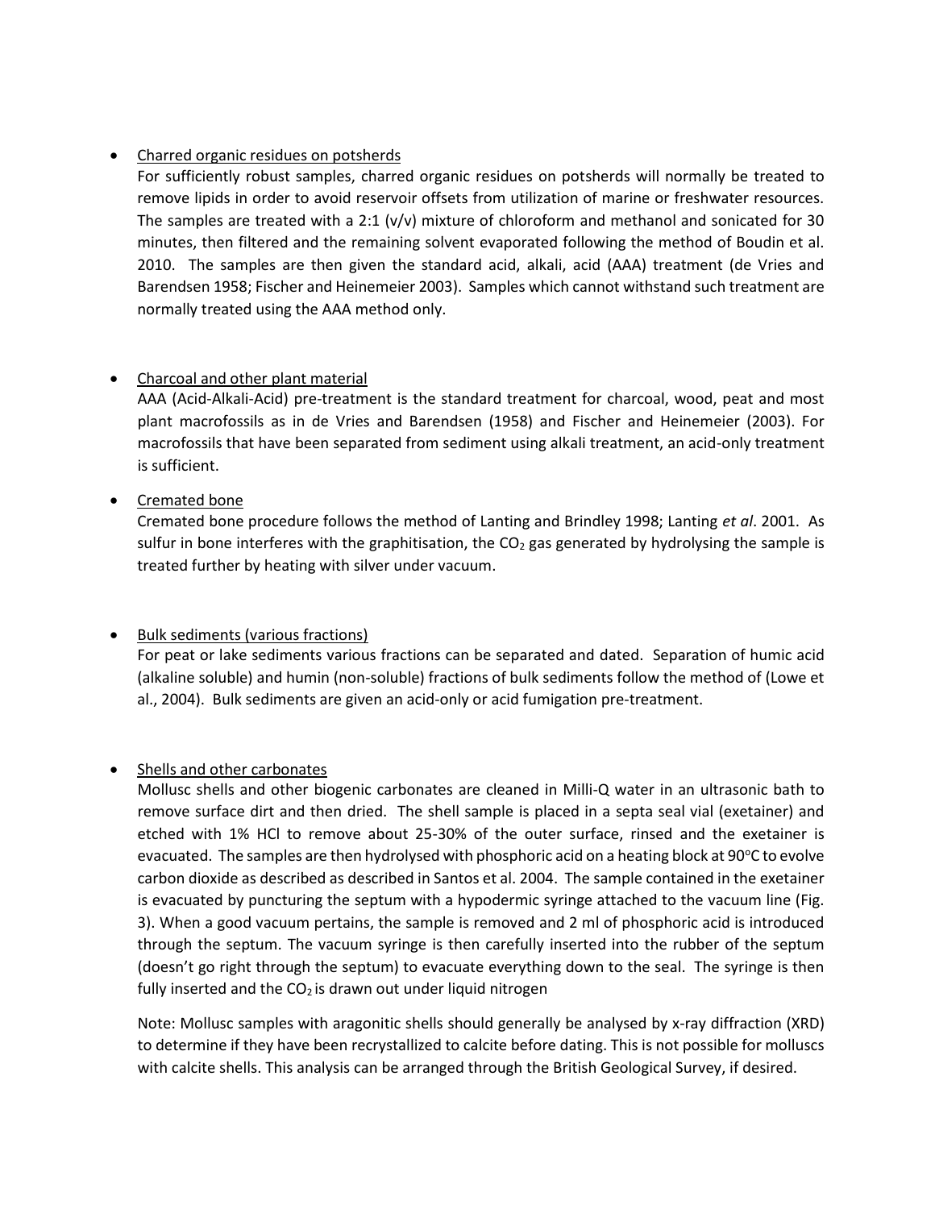- <u>Charred organic residues on potsherds</u>
  For sufficiently robust samples, charred organic residues on potsherds will normally be treated to remove lipids in order to avoid reservoir offsets from utilization of marine or freshwater resources. The samples are treated with a 2:1 (v/v) mixture of chloroform and methanol and sonicated for 30 minutes, then filtered and the remaining solvent evaporated following the method of Boudin et al. 2010. The samples are then given the standard acid, alkali, acid (AAA) treatment (de Vries and Barendsen 1958; Fischer and Heinemeier 2003). Samples which cannot withstand such treatment are normally treated using the AAA method only.

- <u>Charcoal and other plant material</u>
  AAA (Acid-Alkali-Acid) pre-treatment is the standard treatment for charcoal, wood, peat and most plant macrofossils as in de Vries and Barendsen (1958) and Fischer and Heinemeier (2003). For macrofossils that have been separated from sediment using alkali treatment, an acid-only treatment is sufficient.

- <u>Cremated bone</u>
  Cremated bone procedure follows the method of Lanting and Brindley 1998; Lanting *et al*. 2001. As sulfur in bone interferes with the graphitisation, the $CO_2$ gas generated by hydrolysing the sample is treated further by heating with silver under vacuum.

- <u>Bulk sediments (various fractions)</u>
  For peat or lake sediments various fractions can be separated and dated. Separation of humic acid (alkaline soluble) and humin (non-soluble) fractions of bulk sediments follow the method of (Lowe et al., 2004). Bulk sediments are given an acid-only or acid fumigation pre-treatment.

- <u>Shells and other carbonates</u>
  Mollusc shells and other biogenic carbonates are cleaned in Milli-Q water in an ultrasonic bath to remove surface dirt and then dried. The shell sample is placed in a septa seal vial (exetainer) and etched with 1% HCl to remove about 25-30% of the outer surface, rinsed and the exetainer is evacuated. The samples are then hydrolysed with phosphoric acid on a heating block at 90°C to evolve carbon dioxide as described as described in Santos et al. 2004. The sample contained in the exetainer is evacuated by puncturing the septum with a hypodermic syringe attached to the vacuum line (Fig. 3). When a good vacuum pertains, the sample is removed and 2 ml of phosphoric acid is introduced through the septum. The vacuum syringe is then carefully inserted into the rubber of the septum (doesn't go right through the septum) to evacuate everything down to the seal. The syringe is then fully inserted and the $CO_2$ is drawn out under liquid nitrogen

  Note: Mollusc samples with aragonitic shells should generally be analysed by x-ray diffraction (XRD) to determine if they have been recrystallized to calcite before dating. This is not possible for molluscs with calcite shells. This analysis can be arranged through the British Geological Survey, if desired.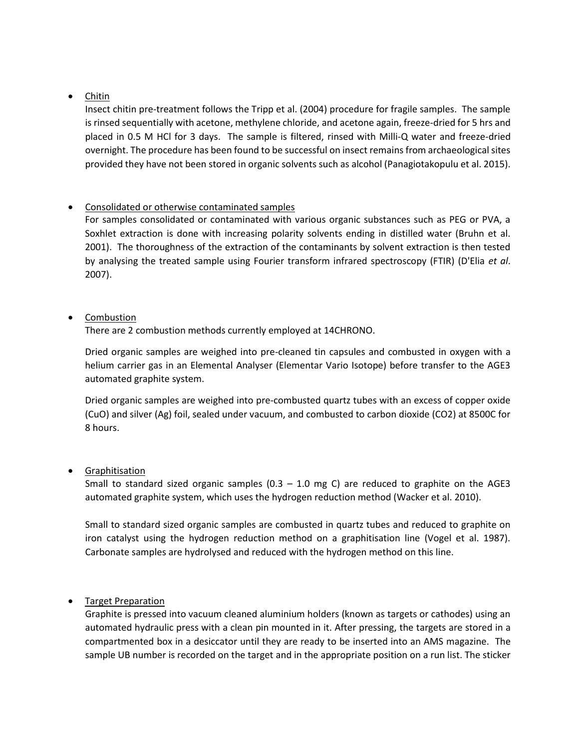- <u>Chitin</u>
  Insect chitin pre-treatment follows the Tripp et al. (2004) procedure for fragile samples. The sample is rinsed sequentially with acetone, methylene chloride, and acetone again, freeze-dried for 5 hrs and placed in 0.5 M HCl for 3 days. The sample is filtered, rinsed with Milli-Q water and freeze-dried overnight. The procedure has been found to be successful on insect remains from archaeological sites provided they have not been stored in organic solvents such as alcohol (Panagiotakopulu et al. 2015).

- <u>Consolidated or otherwise contaminated samples</u>
  For samples consolidated or contaminated with various organic substances such as PEG or PVA, a Soxhlet extraction is done with increasing polarity solvents ending in distilled water (Bruhn et al. 2001). The thoroughness of the extraction of the contaminants by solvent extraction is then tested by analysing the treated sample using Fourier transform infrared spectroscopy (FTIR) (D'Elia *et al*. 2007).

- <u>Combustion</u>
  There are 2 combustion methods currently employed at 14CHRONO.

  Dried organic samples are weighed into pre-cleaned tin capsules and combusted in oxygen with a helium carrier gas in an Elemental Analyser (Elementar Vario Isotope) before transfer to the AGE3 automated graphite system.

  Dried organic samples are weighed into pre-combusted quartz tubes with an excess of copper oxide (CuO) and silver (Ag) foil, sealed under vacuum, and combusted to carbon dioxide (CO2) at 8500C for 8 hours.

- <u>Graphitisation</u>
  Small to standard sized organic samples (0.3 – 1.0 mg C) are reduced to graphite on the AGE3 automated graphite system, which uses the hydrogen reduction method (Wacker et al. 2010).

  Small to standard sized organic samples are combusted in quartz tubes and reduced to graphite on iron catalyst using the hydrogen reduction method on a graphitisation line (Vogel et al. 1987). Carbonate samples are hydrolysed and reduced with the hydrogen method on this line.

- <u>Target Preparation</u>
  Graphite is pressed into vacuum cleaned aluminium holders (known as targets or cathodes) using an automated hydraulic press with a clean pin mounted in it. After pressing, the targets are stored in a compartmented box in a desiccator until they are ready to be inserted into an AMS magazine. The sample UB number is recorded on the target and in the appropriate position on a run list. The sticker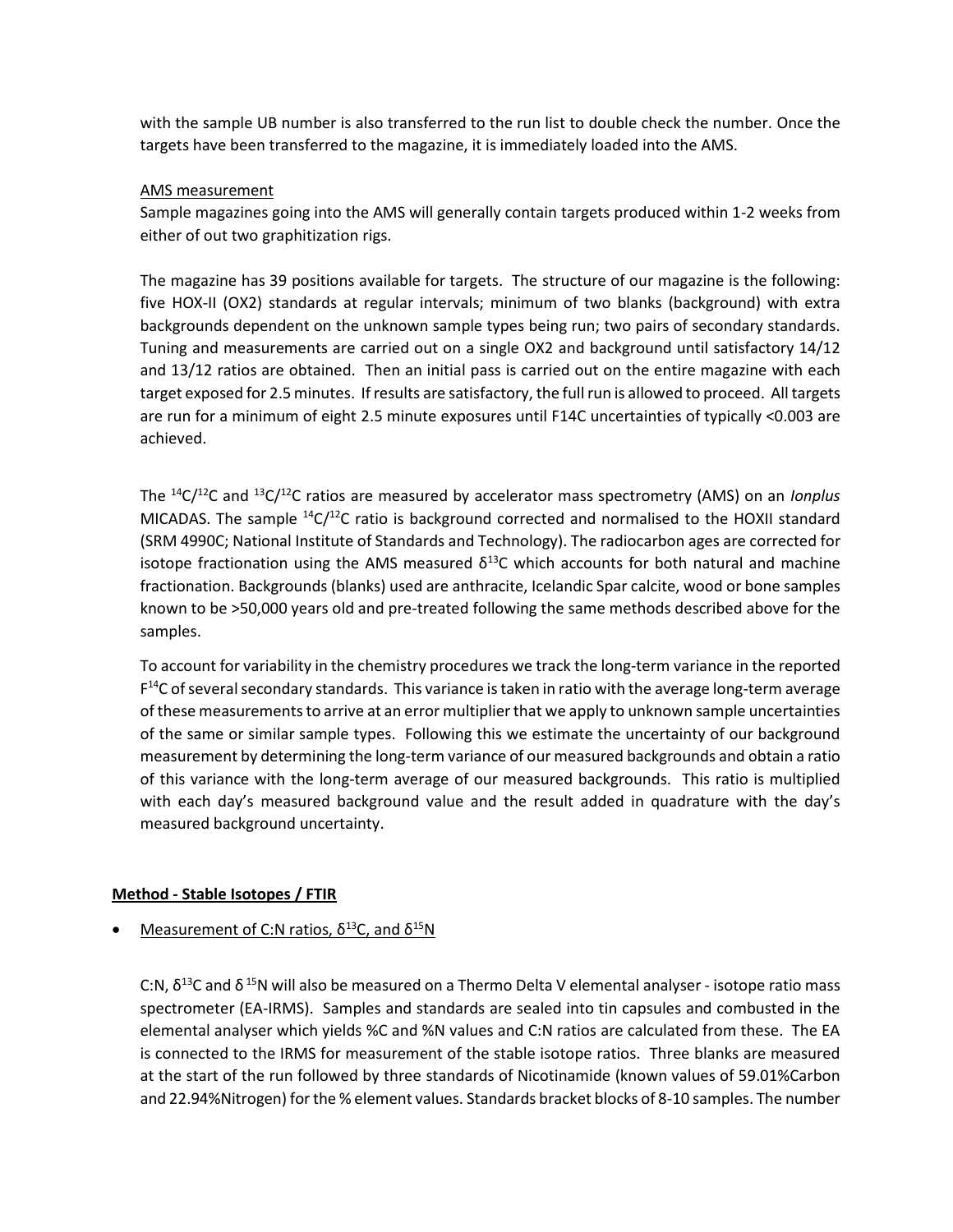with the sample UB number is also transferred to the run list to double check the number. Once the targets have been transferred to the magazine, it is immediately loaded into the AMS.

AMS measurement

Sample magazines going into the AMS will generally contain targets produced within 1-2 weeks from either of out two graphitization rigs.

The magazine has 39 positions available for targets. The structure of our magazine is the following: five HOX-II (OX2) standards at regular intervals; minimum of two blanks (background) with extra backgrounds dependent on the unknown sample types being run; two pairs of secondary standards. Tuning and measurements are carried out on a single OX2 and background until satisfactory 14/12 and 13/12 ratios are obtained. Then an initial pass is carried out on the entire magazine with each target exposed for 2.5 minutes. If results are satisfactory, the full run is allowed to proceed. All targets are run for a minimum of eight 2.5 minute exposures until F14C uncertainties of typically <0.003 are achieved.

The $^{14}C/^{12}C$ and $^{13}C/^{12}C$ ratios are measured by accelerator mass spectrometry (AMS) on an *Ionplus* MICADAS. The sample $^{14}C/^{12}C$ ratio is background corrected and normalised to the HOXII standard (SRM 4990C; National Institute of Standards and Technology). The radiocarbon ages are corrected for isotope fractionation using the AMS measured $\delta^{13}C$ which accounts for both natural and machine fractionation. Backgrounds (blanks) used are anthracite, Icelandic Spar calcite, wood or bone samples known to be >50,000 years old and pre-treated following the same methods described above for the samples.

To account for variability in the chemistry procedures we track the long-term variance in the reported $F^{14}C$ of several secondary standards. This variance is taken in ratio with the average long-term average of these measurements to arrive at an error multiplier that we apply to unknown sample uncertainties of the same or similar sample types. Following this we estimate the uncertainty of our background measurement by determining the long-term variance of our measured backgrounds and obtain a ratio of this variance with the long-term average of our measured backgrounds. This ratio is multiplied with each day's measured background value and the result added in quadrature with the day's measured background uncertainty.

**Method - Stable Isotopes / FTIR**

- Measurement of C:N ratios, $\delta^{13}C$, and $\delta^{15}N$

C:N, $\delta^{13}C$ and $\delta^{15}N$ will also be measured on a Thermo Delta V elemental analyser - isotope ratio mass spectrometer (EA-IRMS). Samples and standards are sealed into tin capsules and combusted in the elemental analyser which yields %C and %N values and C:N ratios are calculated from these. The EA is connected to the IRMS for measurement of the stable isotope ratios. Three blanks are measured at the start of the run followed by three standards of Nicotinamide (known values of 59.01%Carbon and 22.94%Nitrogen) for the % element values. Standards bracket blocks of 8-10 samples. The number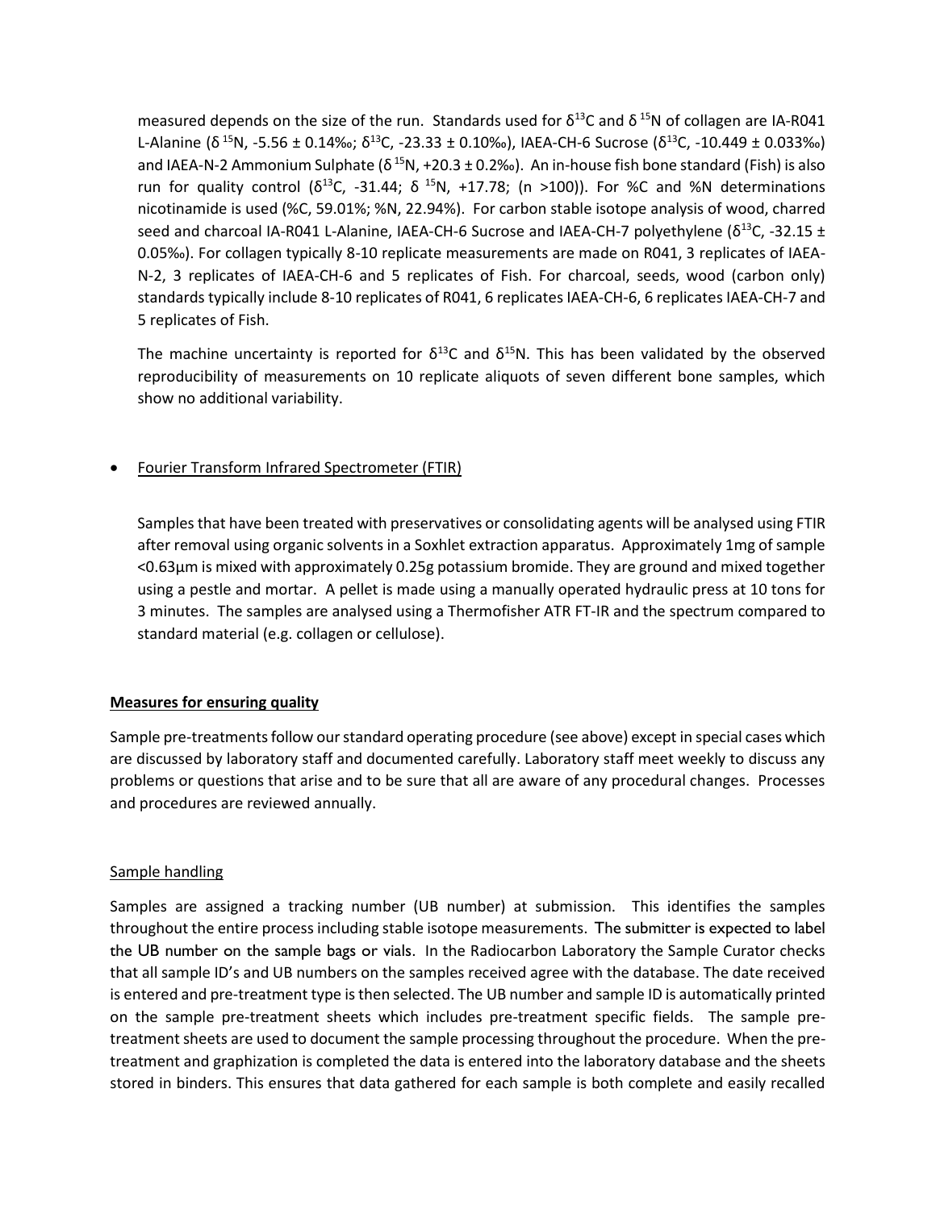measured depends on the size of the run. Standards used for $\delta^{13}C$ and $\delta^{15}N$ of collagen are IA-R041 L-Alanine ($\delta^{15}N$, -5.56 ± 0.14‰; $\delta^{13}C$, -23.33 ± 0.10‰), IAEA-CH-6 Sucrose ($\delta^{13}C$, -10.449 ± 0.033‰) and IAEA-N-2 Ammonium Sulphate ($\delta^{15}N$, +20.3 ± 0.2‰). An in-house fish bone standard (Fish) is also run for quality control ($\delta^{13}C$, -31.44; $\delta^{15}N$, +17.78; (n >100)). For %C and %N determinations nicotinamide is used (%C, 59.01%; %N, 22.94%). For carbon stable isotope analysis of wood, charred seed and charcoal IA-R041 L-Alanine, IAEA-CH-6 Sucrose and IAEA-CH-7 polyethylene ($\delta^{13}C$, -32.15 ± 0.05‰). For collagen typically 8-10 replicate measurements are made on R041, 3 replicates of IAEA-N-2, 3 replicates of IAEA-CH-6 and 5 replicates of Fish. For charcoal, seeds, wood (carbon only) standards typically include 8-10 replicates of R041, 6 replicates IAEA-CH-6, 6 replicates IAEA-CH-7 and 5 replicates of Fish.

The machine uncertainty is reported for $\delta^{13}C$ and $\delta^{15}N$. This has been validated by the observed reproducibility of measurements on 10 replicate aliquots of seven different bone samples, which show no additional variability.

- Fourier Transform Infrared Spectrometer (FTIR)

  Samples that have been treated with preservatives or consolidating agents will be analysed using FTIR after removal using organic solvents in a Soxhlet extraction apparatus. Approximately 1mg of sample <0.63µm is mixed with approximately 0.25g potassium bromide. They are ground and mixed together using a pestle and mortar. A pellet is made using a manually operated hydraulic press at 10 tons for 3 minutes. The samples are analysed using a Thermofisher ATR FT-IR and the spectrum compared to standard material (e.g. collagen or cellulose).

**Measures for ensuring quality**

Sample pre-treatments follow our standard operating procedure (see above) except in special cases which are discussed by laboratory staff and documented carefully. Laboratory staff meet weekly to discuss any problems or questions that arise and to be sure that all are aware of any procedural changes. Processes and procedures are reviewed annually.

Sample handling

Samples are assigned a tracking number (UB number) at submission. This identifies the samples throughout the entire process including stable isotope measurements. The submitter is expected to label the UB number on the sample bags or vials. In the Radiocarbon Laboratory the Sample Curator checks that all sample ID's and UB numbers on the samples received agree with the database. The date received is entered and pre-treatment type is then selected. The UB number and sample ID is automatically printed on the sample pre-treatment sheets which includes pre-treatment specific fields. The sample pre-treatment sheets are used to document the sample processing throughout the procedure. When the pre-treatment and graphization is completed the data is entered into the laboratory database and the sheets stored in binders. This ensures that data gathered for each sample is both complete and easily recalled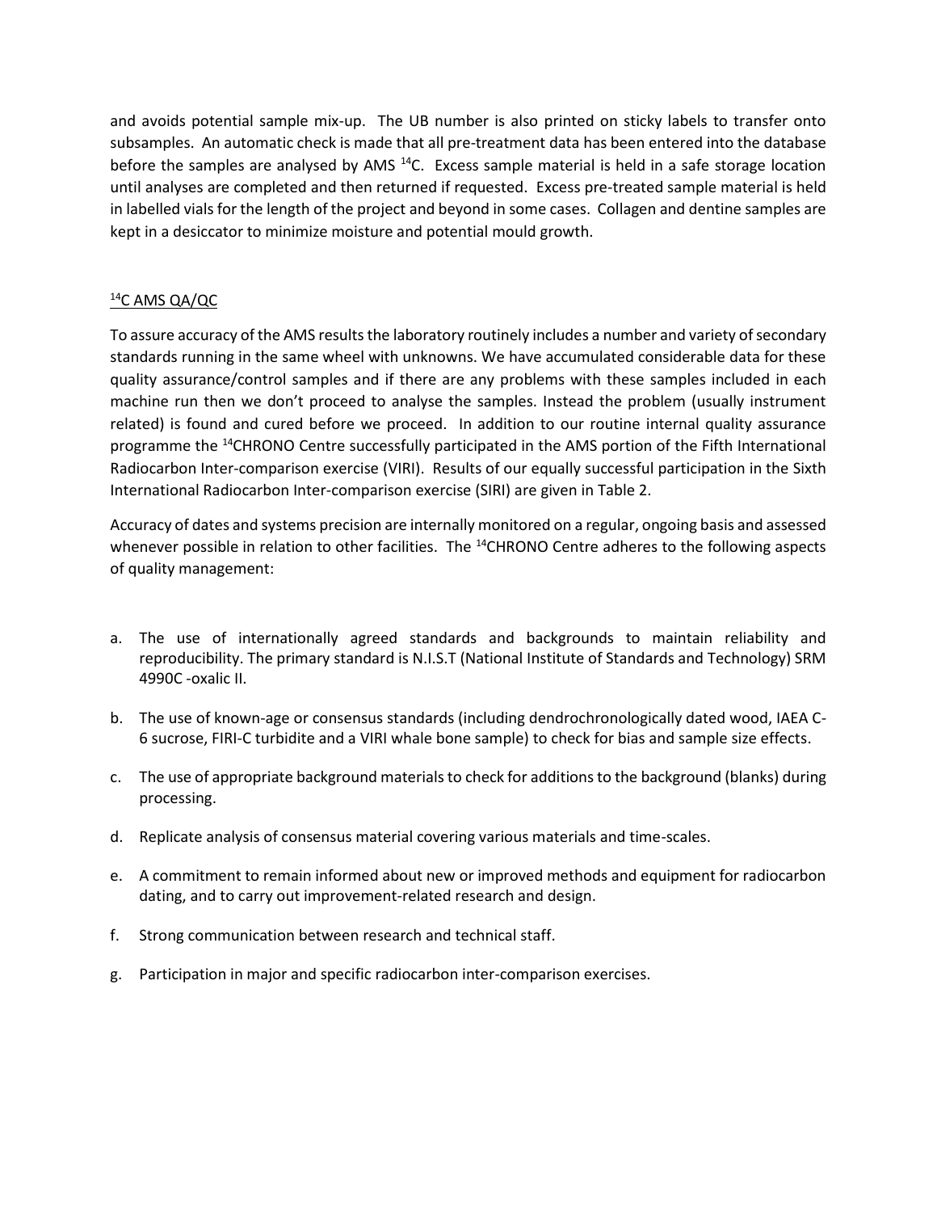and avoids potential sample mix-up. The UB number is also printed on sticky labels to transfer onto subsamples. An automatic check is made that all pre-treatment data has been entered into the database before the samples are analysed by AMS $^{14}C$. Excess sample material is held in a safe storage location until analyses are completed and then returned if requested. Excess pre-treated sample material is held in labelled vials for the length of the project and beyond in some cases. Collagen and dentine samples are kept in a desiccator to minimize moisture and potential mould growth.

## $^{14}C$ AMS QA/QC

To assure accuracy of the AMS results the laboratory routinely includes a number and variety of secondary standards running in the same wheel with unknowns. We have accumulated considerable data for these quality assurance/control samples and if there are any problems with these samples included in each machine run then we don't proceed to analyse the samples. Instead the problem (usually instrument related) is found and cured before we proceed. In addition to our routine internal quality assurance programme the $^{14}$CHRONO Centre successfully participated in the AMS portion of the Fifth International Radiocarbon Inter-comparison exercise (VIRI). Results of our equally successful participation in the Sixth International Radiocarbon Inter-comparison exercise (SIRI) are given in Table 2.

Accuracy of dates and systems precision are internally monitored on a regular, ongoing basis and assessed whenever possible in relation to other facilities. The $^{14}$CHRONO Centre adheres to the following aspects of quality management:

a. The use of internationally agreed standards and backgrounds to maintain reliability and reproducibility. The primary standard is N.I.S.T (National Institute of Standards and Technology) SRM 4990C -oxalic II.

b. The use of known-age or consensus standards (including dendrochronologically dated wood, IAEA C-6 sucrose, FIRI-C turbidite and a VIRI whale bone sample) to check for bias and sample size effects.

c. The use of appropriate background materials to check for additions to the background (blanks) during processing.

d. Replicate analysis of consensus material covering various materials and time-scales.

e. A commitment to remain informed about new or improved methods and equipment for radiocarbon dating, and to carry out improvement-related research and design.

f. Strong communication between research and technical staff.

g. Participation in major and specific radiocarbon inter-comparison exercises.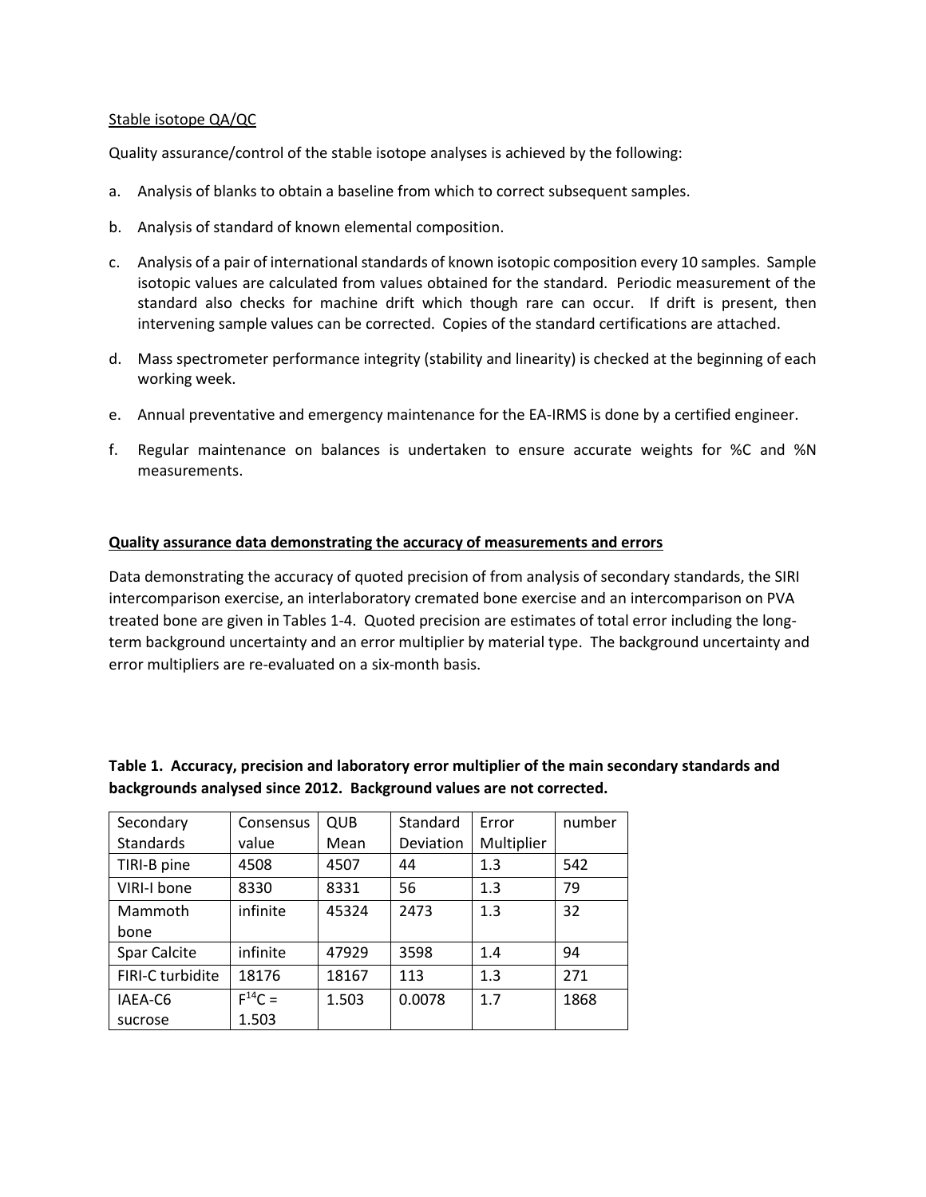Stable isotope QA/QC

Quality assurance/control of the stable isotope analyses is achieved by the following:

a. Analysis of blanks to obtain a baseline from which to correct subsequent samples.

b. Analysis of standard of known elemental composition.

c. Analysis of a pair of international standards of known isotopic composition every 10 samples. Sample isotopic values are calculated from values obtained for the standard. Periodic measurement of the standard also checks for machine drift which though rare can occur. If drift is present, then intervening sample values can be corrected. Copies of the standard certifications are attached.

d. Mass spectrometer performance integrity (stability and linearity) is checked at the beginning of each working week.

e. Annual preventative and emergency maintenance for the EA-IRMS is done by a certified engineer.

f. Regular maintenance on balances is undertaken to ensure accurate weights for %C and %N measurements.

**Quality assurance data demonstrating the accuracy of measurements and errors**

Data demonstrating the accuracy of quoted precision of from analysis of secondary standards, the SIRI intercomparison exercise, an interlaboratory cremated bone exercise and an intercomparison on PVA treated bone are given in Tables 1-4. Quoted precision are estimates of total error including the long-term background uncertainty and an error multiplier by material type. The background uncertainty and error multipliers are re-evaluated on a six-month basis.

**Table 1. Accuracy, precision and laboratory error multiplier of the main secondary standards and backgrounds analysed since 2012. Background values are not corrected.**

| Secondary Standards | Consensus value | QUB Mean | Standard Deviation | Error Multiplier | number |
|---|---|---|---|---|---|
| TIRI-B pine | 4508 | 4507 | 44 | 1.3 | 542 |
| VIRI-I bone | 8330 | 8331 | 56 | 1.3 | 79 |
| Mammoth bone | infinite | 45324 | 2473 | 1.3 | 32 |
| Spar Calcite | infinite | 47929 | 3598 | 1.4 | 94 |
| FIRI-C turbidite | 18176 | 18167 | 113 | 1.3 | 271 |
| IAEA-C6 sucrose | $F^{14}C$ = 1.503 | 1.503 | 0.0078 | 1.7 | 1868 |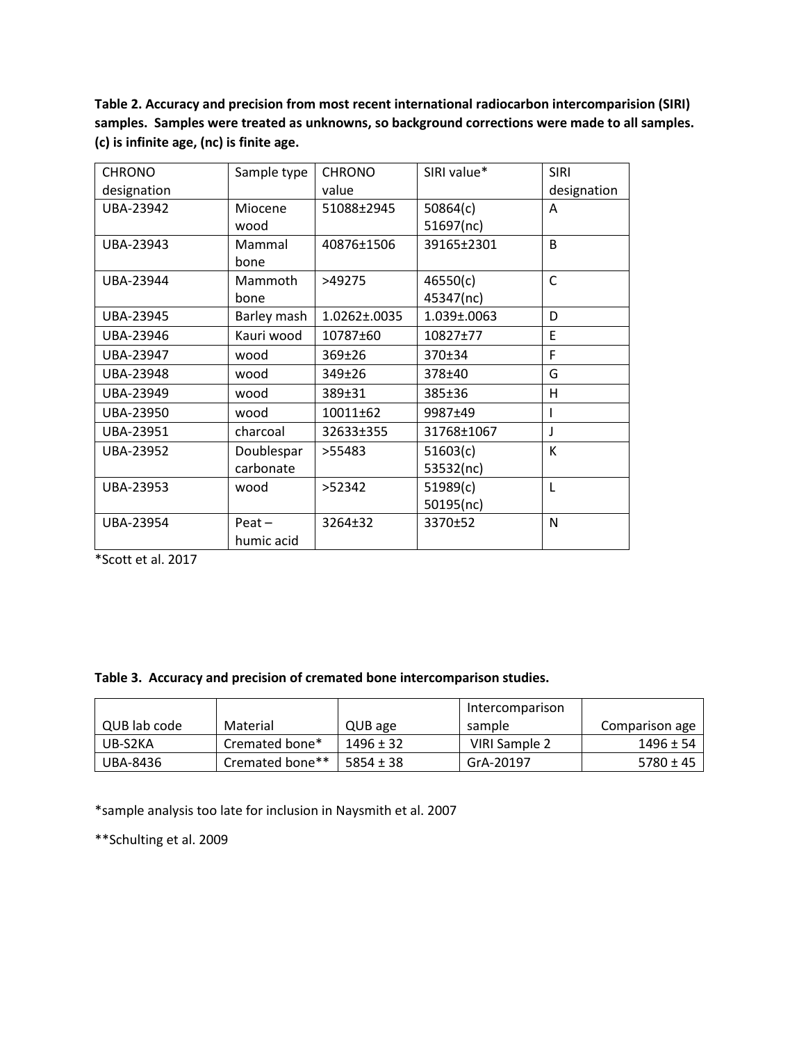**Table 2. Accuracy and precision from most recent international radiocarbon intercomparision (SIRI) samples. Samples were treated as unknowns, so background corrections were made to all samples. (c) is infinite age, (nc) is finite age.**

| CHRONO designation | Sample type | CHRONO value | SIRI value* | SIRI designation |
|---|---|---|---|---|
| UBA-23942 | Miocene wood | 51088±2945 | 50864(c) 51697(nc) | A |
| UBA-23943 | Mammal bone | 40876±1506 | 39165±2301 | B |
| UBA-23944 | Mammoth bone | >49275 | 46550(c) 45347(nc) | C |
| UBA-23945 | Barley mash | 1.0262±.0035 | 1.039±.0063 | D |
| UBA-23946 | Kauri wood | 10787±60 | 10827±77 | E |
| UBA-23947 | wood | 369±26 | 370±34 | F |
| UBA-23948 | wood | 349±26 | 378±40 | G |
| UBA-23949 | wood | 389±31 | 385±36 | H |
| UBA-23950 | wood | 10011±62 | 9987±49 | I |
| UBA-23951 | charcoal | 32633±355 | 31768±1067 | J |
| UBA-23952 | Doublespar carbonate | >55483 | 51603(c) 53532(nc) | K |
| UBA-23953 | wood | >52342 | 51989(c) 50195(nc) | L |
| UBA-23954 | Peat – humic acid | 3264±32 | 3370±52 | N |

*Scott et al. 2017

**Table 3. Accuracy and precision of cremated bone intercomparison studies.**

| QUB lab code | Material | QUB age | Intercomparison sample | Comparison age |
|---|---|---|---|---|
| UB-S2KA | Cremated bone* | 1496 ± 32 | VIRI Sample 2 | 1496 ± 54 |
| UBA-8436 | Cremated bone** | 5854 ± 38 | GrA-20197 | 5780 ± 45 |

*sample analysis too late for inclusion in Naysmith et al. 2007

**Schulting et al. 2009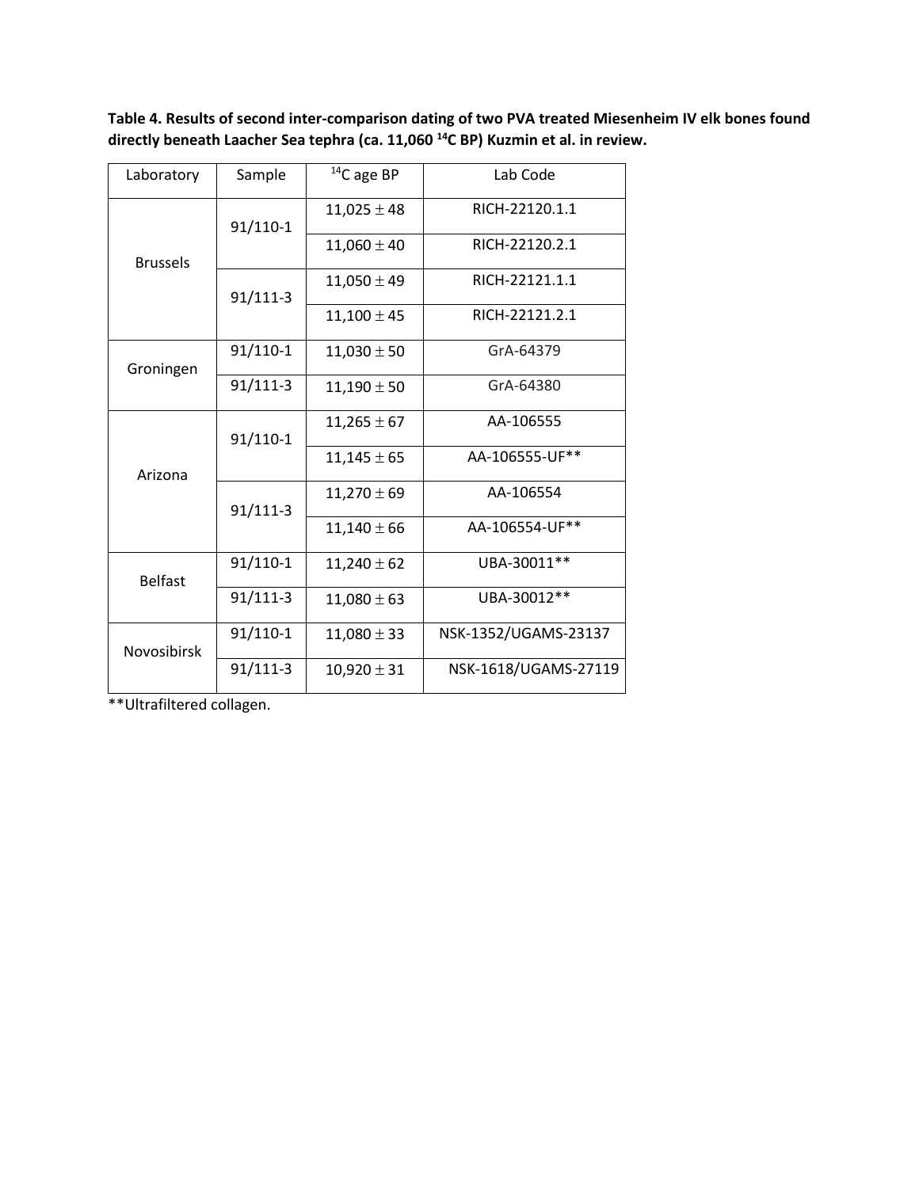**Table 4. Results of second inter-comparison dating of two PVA treated Miesenheim IV elk bones found directly beneath Laacher Sea tephra (ca. 11,060 $^{14}$C BP) Kuzmin et al. in review.**

| Laboratory | Sample | $^{14}$C age BP | Lab Code |
|---|---|---|---|
| Brussels | 91/110-1 | 11,025 ± 48 | RICH-22120.1.1 |
| | | 11,060 ± 40 | RICH-22120.2.1 |
| | 91/111-3 | 11,050 ± 49 | RICH-22121.1.1 |
| | | 11,100 ± 45 | RICH-22121.2.1 |
| Groningen | 91/110-1 | 11,030 ± 50 | GrA-64379 |
| | 91/111-3 | 11,190 ± 50 | GrA-64380 |
| Arizona | 91/110-1 | 11,265 ± 67 | AA-106555 |
| | | 11,145 ± 65 | AA-106555-UF** |
| | 91/111-3 | 11,270 ± 69 | AA-106554 |
| | | 11,140 ± 66 | AA-106554-UF** |
| Belfast | 91/110-1 | 11,240 ± 62 | UBA-30011** |
| | 91/111-3 | 11,080 ± 63 | UBA-30012** |
| Novosibirsk | 91/110-1 | 11,080 ± 33 | NSK-1352/UGAMS-23137 |
| | 91/111-3 | 10,920 ± 31 | NSK-1618/UGAMS-27119 |

**Ultrafiltered collagen.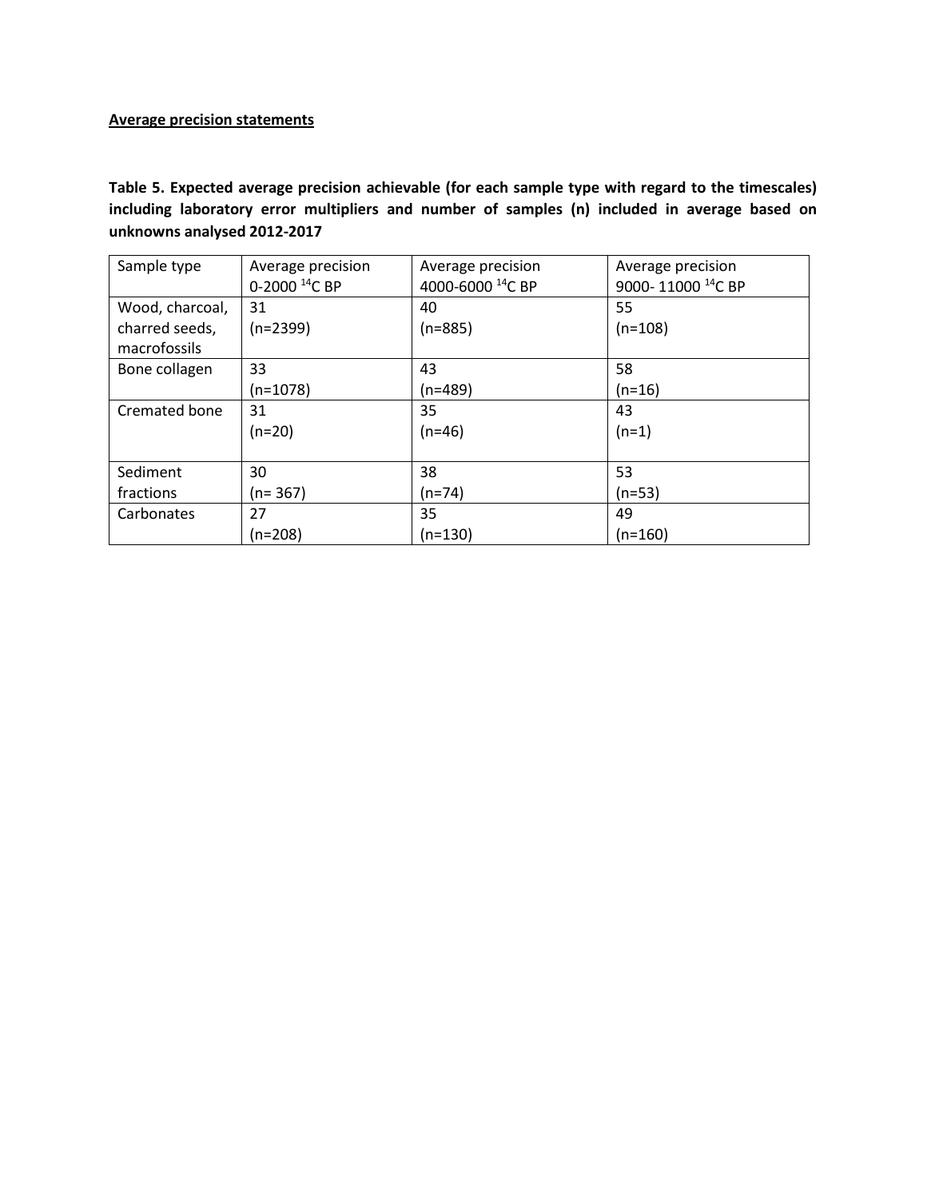**Average precision statements**

**Table 5. Expected average precision achievable (for each sample type with regard to the timescales) including laboratory error multipliers and number of samples (n) included in average based on unknowns analysed 2012-2017**

| Sample type | Average precision 0-2000 $^{14}$C BP | Average precision 4000-6000 $^{14}$C BP | Average precision 9000- 11000 $^{14}$C BP |
|---|---|---|---|
| Wood, charcoal, charred seeds, macrofossils | 31 (n=2399) | 40 (n=885) | 55 (n=108) |
| Bone collagen | 33 (n=1078) | 43 (n=489) | 58 (n=16) |
| Cremated bone | 31 (n=20) | 35 (n=46) | 43 (n=1) |
| Sediment fractions | 30 (n= 367) | 38 (n=74) | 53 (n=53) |
| Carbonates | 27 (n=208) | 35 (n=130) | 49 (n=160) |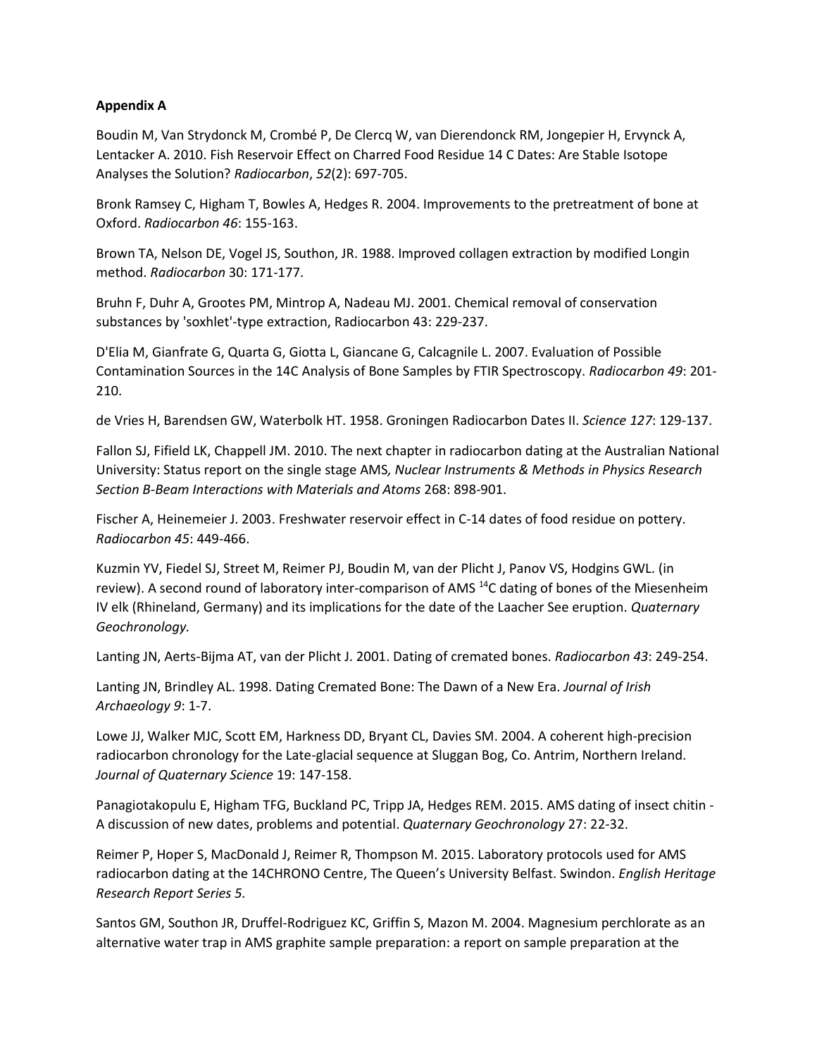**Appendix A**

Boudin M, Van Strydonck M, Crombé P, De Clercq W, van Dierendonck RM, Jongepier H, Ervynck A, Lentacker A. 2010. Fish Reservoir Effect on Charred Food Residue 14 C Dates: Are Stable Isotope Analyses the Solution? *Radiocarbon*, *52*(2): 697-705.

Bronk Ramsey C, Higham T, Bowles A, Hedges R. 2004. Improvements to the pretreatment of bone at Oxford. *Radiocarbon 46*: 155-163.

Brown TA, Nelson DE, Vogel JS, Southon, JR. 1988. Improved collagen extraction by modified Longin method. *Radiocarbon* 30: 171-177.

Bruhn F, Duhr A, Grootes PM, Mintrop A, Nadeau MJ. 2001. Chemical removal of conservation substances by 'soxhlet'-type extraction, Radiocarbon 43: 229-237.

D'Elia M, Gianfrate G, Quarta G, Giotta L, Giancane G, Calcagnile L. 2007. Evaluation of Possible Contamination Sources in the 14C Analysis of Bone Samples by FTIR Spectroscopy. *Radiocarbon 49*: 201-210.

de Vries H, Barendsen GW, Waterbolk HT. 1958. Groningen Radiocarbon Dates II. *Science 127*: 129-137.

Fallon SJ, Fifield LK, Chappell JM. 2010. The next chapter in radiocarbon dating at the Australian National University: Status report on the single stage AMS*, Nuclear Instruments & Methods in Physics Research Section B-Beam Interactions with Materials and Atoms* 268: 898-901.

Fischer A, Heinemeier J. 2003. Freshwater reservoir effect in C-14 dates of food residue on pottery. *Radiocarbon 45*: 449-466.

Kuzmin YV, Fiedel SJ, Street M, Reimer PJ, Boudin M, van der Plicht J, Panov VS, Hodgins GWL. (in review). A second round of laboratory inter-comparison of AMS $^{14}$C dating of bones of the Miesenheim IV elk (Rhineland, Germany) and its implications for the date of the Laacher See eruption. *Quaternary Geochronology.*

Lanting JN, Aerts-Bijma AT, van der Plicht J. 2001. Dating of cremated bones. *Radiocarbon 43*: 249-254.

Lanting JN, Brindley AL. 1998. Dating Cremated Bone: The Dawn of a New Era. *Journal of Irish Archaeology 9*: 1-7.

Lowe JJ, Walker MJC, Scott EM, Harkness DD, Bryant CL, Davies SM. 2004. A coherent high-precision radiocarbon chronology for the Late-glacial sequence at Sluggan Bog, Co. Antrim, Northern Ireland. *Journal of Quaternary Science* 19: 147-158.

Panagiotakopulu E, Higham TFG, Buckland PC, Tripp JA, Hedges REM. 2015. AMS dating of insect chitin - A discussion of new dates, problems and potential. *Quaternary Geochronology* 27: 22-32.

Reimer P, Hoper S, MacDonald J, Reimer R, Thompson M. 2015. Laboratory protocols used for AMS radiocarbon dating at the 14CHRONO Centre, The Queen's University Belfast. Swindon. *English Heritage Research Report Series 5.*

Santos GM, Southon JR, Druffel-Rodriguez KC, Griffin S, Mazon M. 2004. Magnesium perchlorate as an alternative water trap in AMS graphite sample preparation: a report on sample preparation at the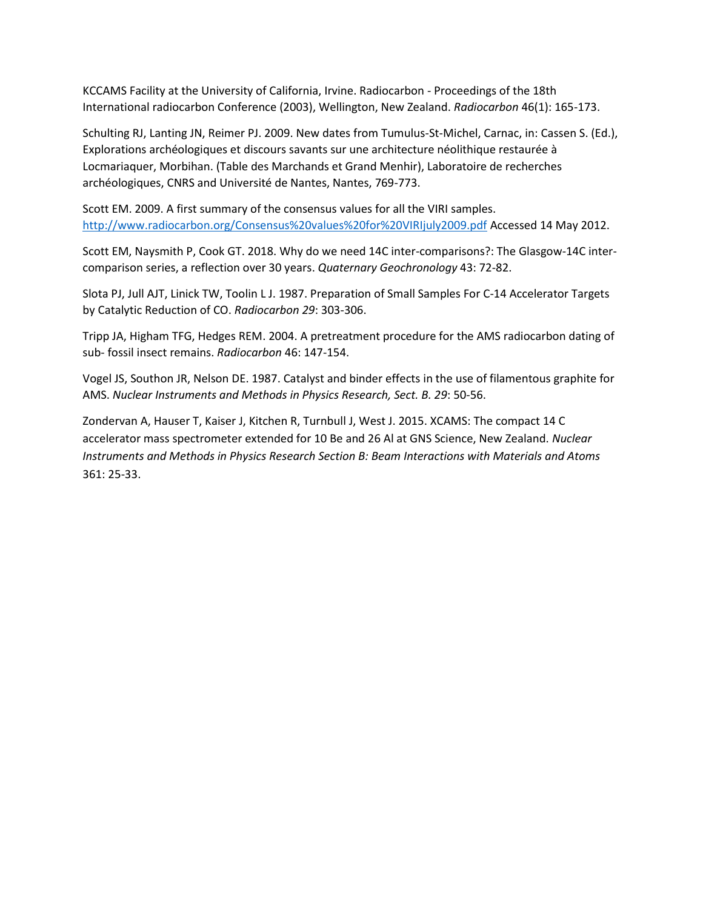KCCAMS Facility at the University of California, Irvine. Radiocarbon - Proceedings of the 18th International radiocarbon Conference (2003), Wellington, New Zealand. *Radiocarbon* 46(1): 165-173.

Schulting RJ, Lanting JN, Reimer PJ. 2009. New dates from Tumulus-St-Michel, Carnac, in: Cassen S. (Ed.), Explorations archéologiques et discours savants sur une architecture néolithique restaurée à Locmariaquer, Morbihan. (Table des Marchands et Grand Menhir), Laboratoire de recherches archéologiques, CNRS and Université de Nantes, Nantes, 769-773.

Scott EM. 2009. A first summary of the consensus values for all the VIRI samples. http://www.radiocarbon.org/Consensus%20values%20for%20VIRIjuly2009.pdf Accessed 14 May 2012.

Scott EM, Naysmith P, Cook GT. 2018. Why do we need 14C inter-comparisons?: The Glasgow-14C inter-comparison series, a reflection over 30 years. *Quaternary Geochronology* 43: 72-82.

Slota PJ, Jull AJT, Linick TW, Toolin L J. 1987. Preparation of Small Samples For C-14 Accelerator Targets by Catalytic Reduction of CO. *Radiocarbon 29*: 303-306.

Tripp JA, Higham TFG, Hedges REM. 2004. A pretreatment procedure for the AMS radiocarbon dating of sub- fossil insect remains. *Radiocarbon* 46: 147-154.

Vogel JS, Southon JR, Nelson DE. 1987. Catalyst and binder effects in the use of filamentous graphite for AMS. *Nuclear Instruments and Methods in Physics Research, Sect. B. 29*: 50-56.

Zondervan A, Hauser T, Kaiser J, Kitchen R, Turnbull J, West J. 2015. XCAMS: The compact 14 C accelerator mass spectrometer extended for 10 Be and 26 Al at GNS Science, New Zealand. *Nuclear Instruments and Methods in Physics Research Section B: Beam Interactions with Materials and Atoms* 361: 25-33.